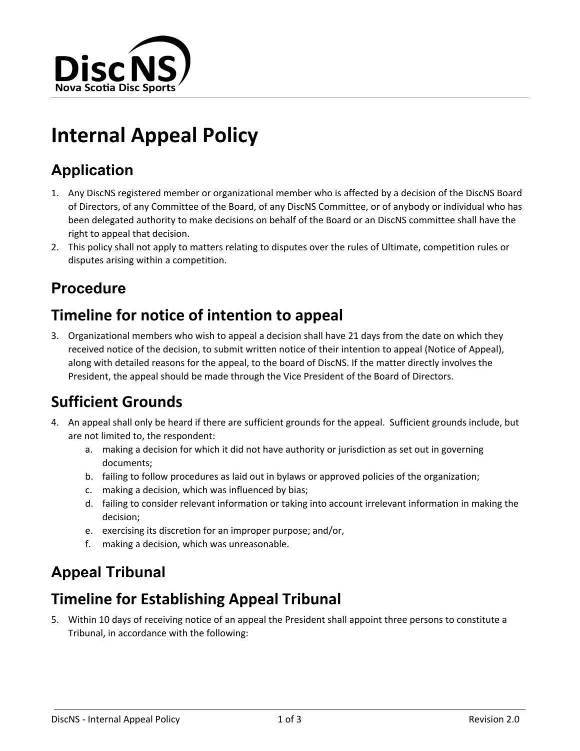DiscNS
Nova Scotia Disc Sports

# Internal Appeal Policy

## Application

1. Any DiscNS registered member or organizational member who is affected by a decision of the DiscNS Board of Directors, of any Committee of the Board, of any DiscNS Committee, or of anybody or individual who has been delegated authority to make decisions on behalf of the Board or an DiscNS committee shall have the right to appeal that decision.
2. This policy shall not apply to matters relating to disputes over the rules of Ultimate, competition rules or disputes arising within a competition.

## Procedure

## Timeline for notice of intention to appeal

3. Organizational members who wish to appeal a decision shall have 21 days from the date on which they received notice of the decision, to submit written notice of their intention to appeal (Notice of Appeal), along with detailed reasons for the appeal, to the board of DiscNS. If the matter directly involves the President, the appeal should be made through the Vice President of the Board of Directors.

## Sufficient Grounds

4. An appeal shall only be heard if there are sufficient grounds for the appeal. Sufficient grounds include, but are not limited to, the respondent:
   a. making a decision for which it did not have authority or jurisdiction as set out in governing documents;
   b. failing to follow procedures as laid out in bylaws or approved policies of the organization;
   c. making a decision, which was influenced by bias;
   d. failing to consider relevant information or taking into account irrelevant information in making the decision;
   e. exercising its discretion for an improper purpose; and/or,
   f. making a decision, which was unreasonable.

## Appeal Tribunal

## Timeline for Establishing Appeal Tribunal

5. Within 10 days of receiving notice of an appeal the President shall appoint three persons to constitute a Tribunal, in accordance with the following: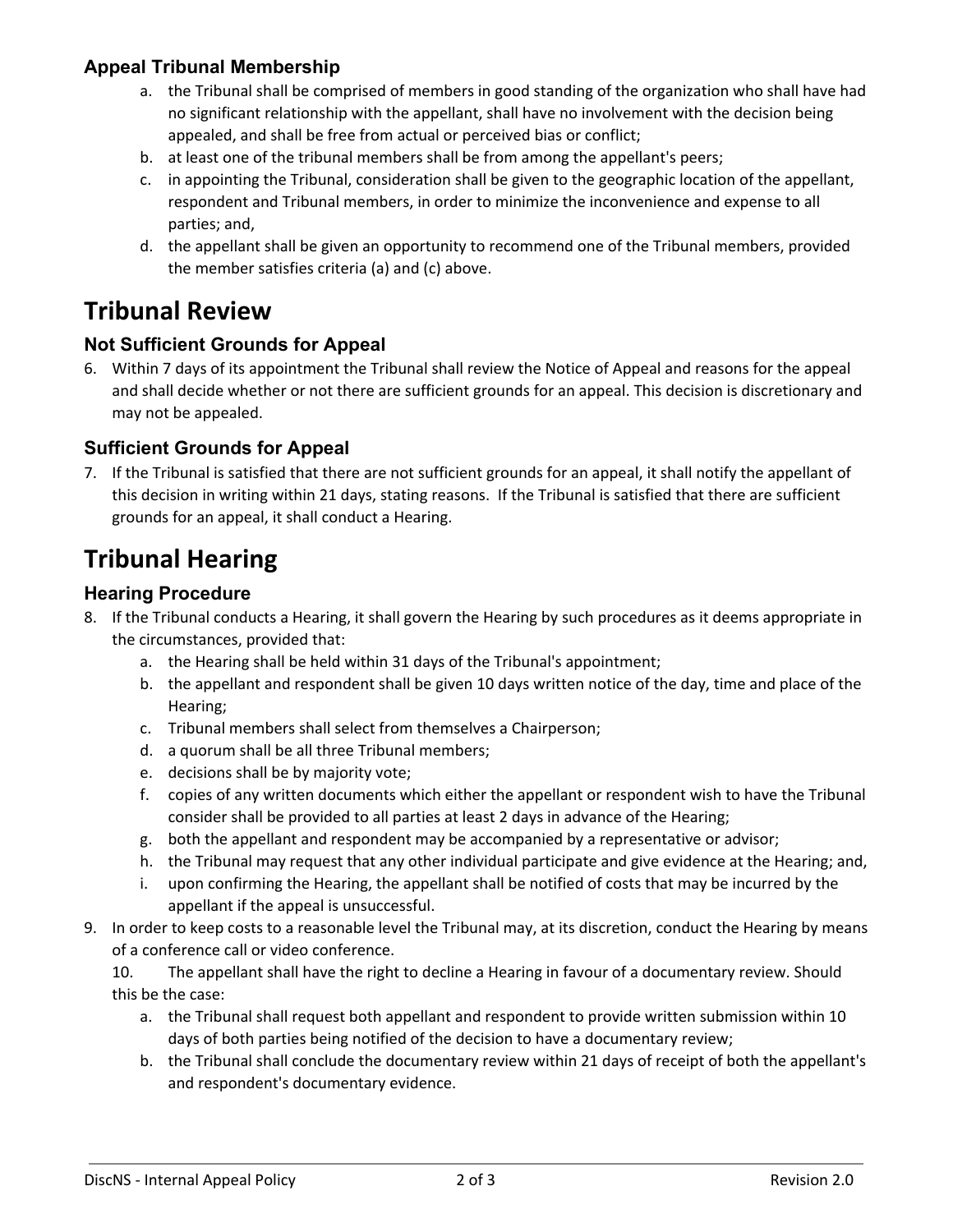### Appeal Tribunal Membership

a. the Tribunal shall be comprised of members in good standing of the organization who shall have had no significant relationship with the appellant, shall have no involvement with the decision being appealed, and shall be free from actual or perceived bias or conflict;
b. at least one of the tribunal members shall be from among the appellant's peers;
c. in appointing the Tribunal, consideration shall be given to the geographic location of the appellant, respondent and Tribunal members, in order to minimize the inconvenience and expense to all parties; and,
d. the appellant shall be given an opportunity to recommend one of the Tribunal members, provided the member satisfies criteria (a) and (c) above.

# Tribunal Review

### Not Sufficient Grounds for Appeal

6. Within 7 days of its appointment the Tribunal shall review the Notice of Appeal and reasons for the appeal and shall decide whether or not there are sufficient grounds for an appeal. This decision is discretionary and may not be appealed.

### Sufficient Grounds for Appeal

7. If the Tribunal is satisfied that there are not sufficient grounds for an appeal, it shall notify the appellant of this decision in writing within 21 days, stating reasons. If the Tribunal is satisfied that there are sufficient grounds for an appeal, it shall conduct a Hearing.

# Tribunal Hearing

### Hearing Procedure

8. If the Tribunal conducts a Hearing, it shall govern the Hearing by such procedures as it deems appropriate in the circumstances, provided that:
   a. the Hearing shall be held within 31 days of the Tribunal's appointment;
   b. the appellant and respondent shall be given 10 days written notice of the day, time and place of the Hearing;
   c. Tribunal members shall select from themselves a Chairperson;
   d. a quorum shall be all three Tribunal members;
   e. decisions shall be by majority vote;
   f. copies of any written documents which either the appellant or respondent wish to have the Tribunal consider shall be provided to all parties at least 2 days in advance of the Hearing;
   g. both the appellant and respondent may be accompanied by a representative or advisor;
   h. the Tribunal may request that any other individual participate and give evidence at the Hearing; and,
   i. upon confirming the Hearing, the appellant shall be notified of costs that may be incurred by the appellant if the appeal is unsuccessful.
9. In order to keep costs to a reasonable level the Tribunal may, at its discretion, conduct the Hearing by means of a conference call or video conference.

   10. The appellant shall have the right to decline a Hearing in favour of a documentary review. Should this be the case:
   a. the Tribunal shall request both appellant and respondent to provide written submission within 10 days of both parties being notified of the decision to have a documentary review;
   b. the Tribunal shall conclude the documentary review within 21 days of receipt of both the appellant's and respondent's documentary evidence.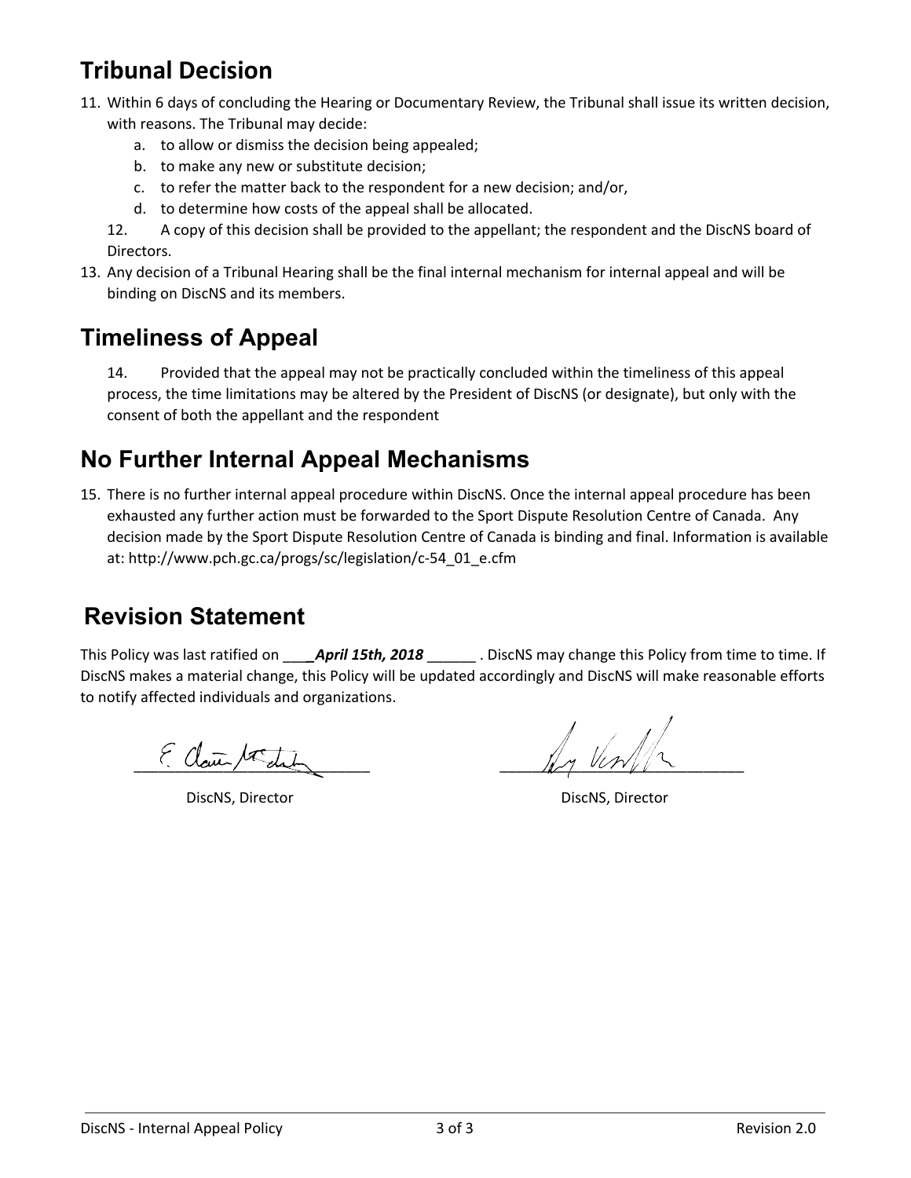## Tribunal Decision

11. Within 6 days of concluding the Hearing or Documentary Review, the Tribunal shall issue its written decision, with reasons. The Tribunal may decide:
    a. to allow or dismiss the decision being appealed;
    b. to make any new or substitute decision;
    c. to refer the matter back to the respondent for a new decision; and/or,
    d. to determine how costs of the appeal shall be allocated.

12. A copy of this decision shall be provided to the appellant; the respondent and the DiscNS board of Directors.

13. Any decision of a Tribunal Hearing shall be the final internal mechanism for internal appeal and will be binding on DiscNS and its members.

## Timeliness of Appeal

14. Provided that the appeal may not be practically concluded within the timeliness of this appeal process, the time limitations may be altered by the President of DiscNS (or designate), but only with the consent of both the appellant and the respondent

## No Further Internal Appeal Mechanisms

15. There is no further internal appeal procedure within DiscNS. Once the internal appeal procedure has been exhausted any further action must be forwarded to the Sport Dispute Resolution Centre of Canada. Any decision made by the Sport Dispute Resolution Centre of Canada is binding and final. Information is available at: http://www.pch.gc.ca/progs/sc/legislation/c-54_01_e.cfm

## Revision Statement

This Policy was last ratified on ____***April 15th, 2018***______ . DiscNS may change this Policy from time to time. If DiscNS makes a material change, this Policy will be updated accordingly and DiscNS will make reasonable efforts to notify affected individuals and organizations.

______________________________ DiscNS, Director

______________________________ DiscNS, Director